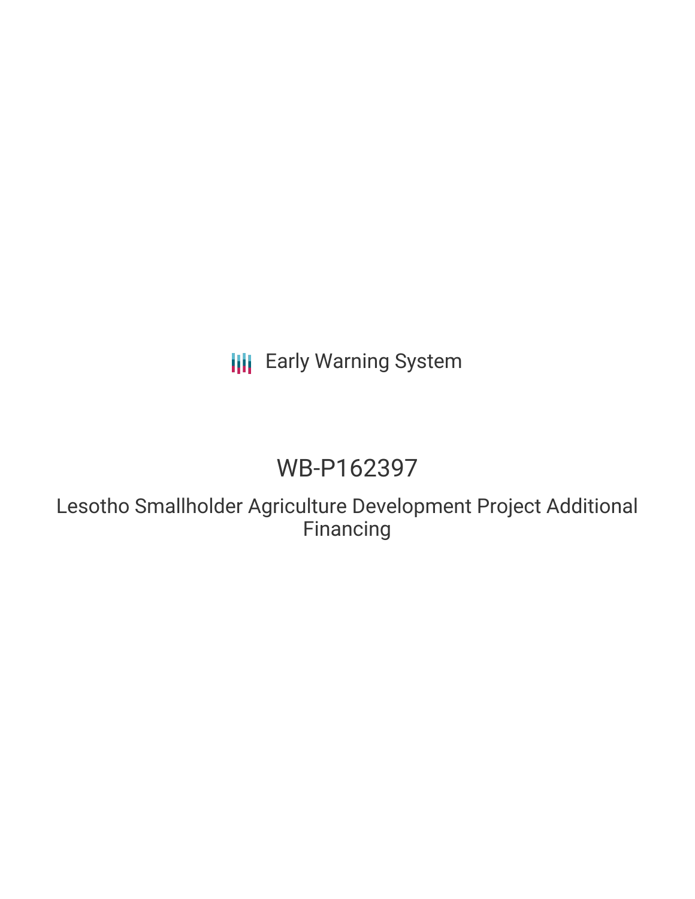Early Warning System

# WB-P162397

## Lesotho Smallholder Agriculture Development Project Additional Financing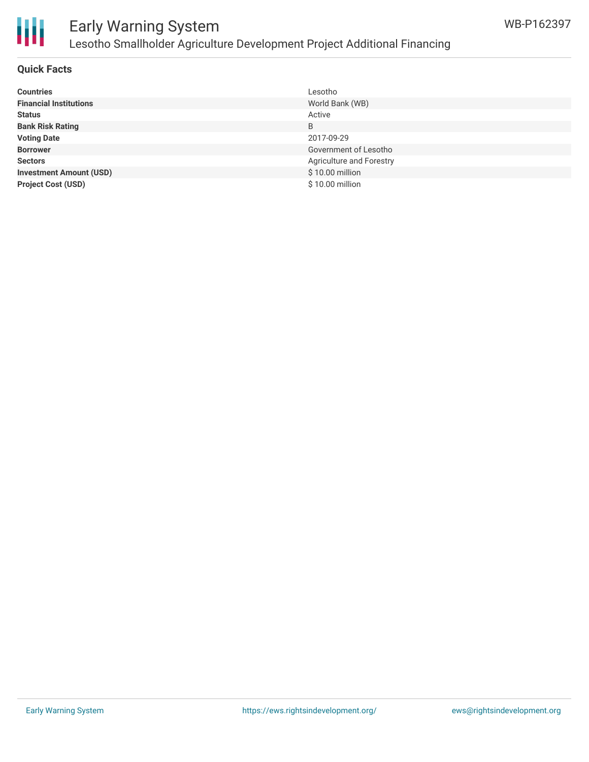## Quick Facts

| | |
|---|---|
| **Countries** | Lesotho |
| **Financial Institutions** | World Bank (WB) |
| **Status** | Active |
| **Bank Risk Rating** | B |
| **Voting Date** | 2017-09-29 |
| **Borrower** | Government of Lesotho |
| **Sectors** | Agriculture and Forestry |
| **Investment Amount (USD)** | $ 10.00 million |
| **Project Cost (USD)** | $ 10.00 million |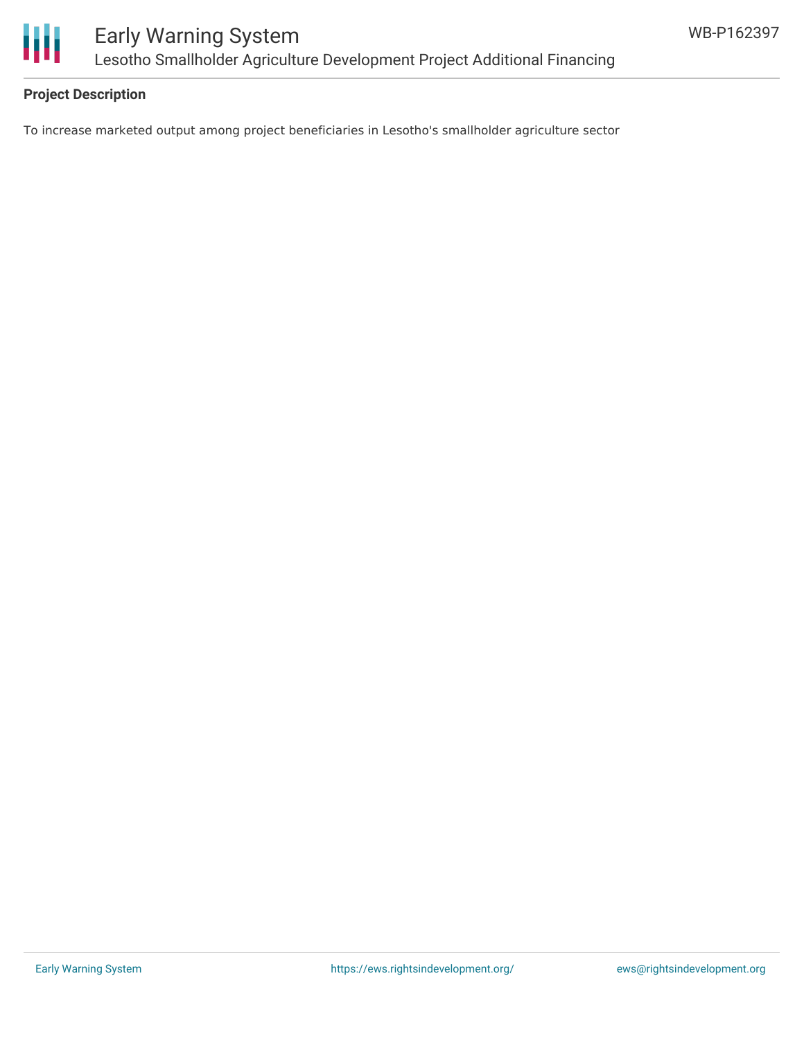### Project Description

To increase marketed output among project beneficiaries in Lesotho's smallholder agriculture sector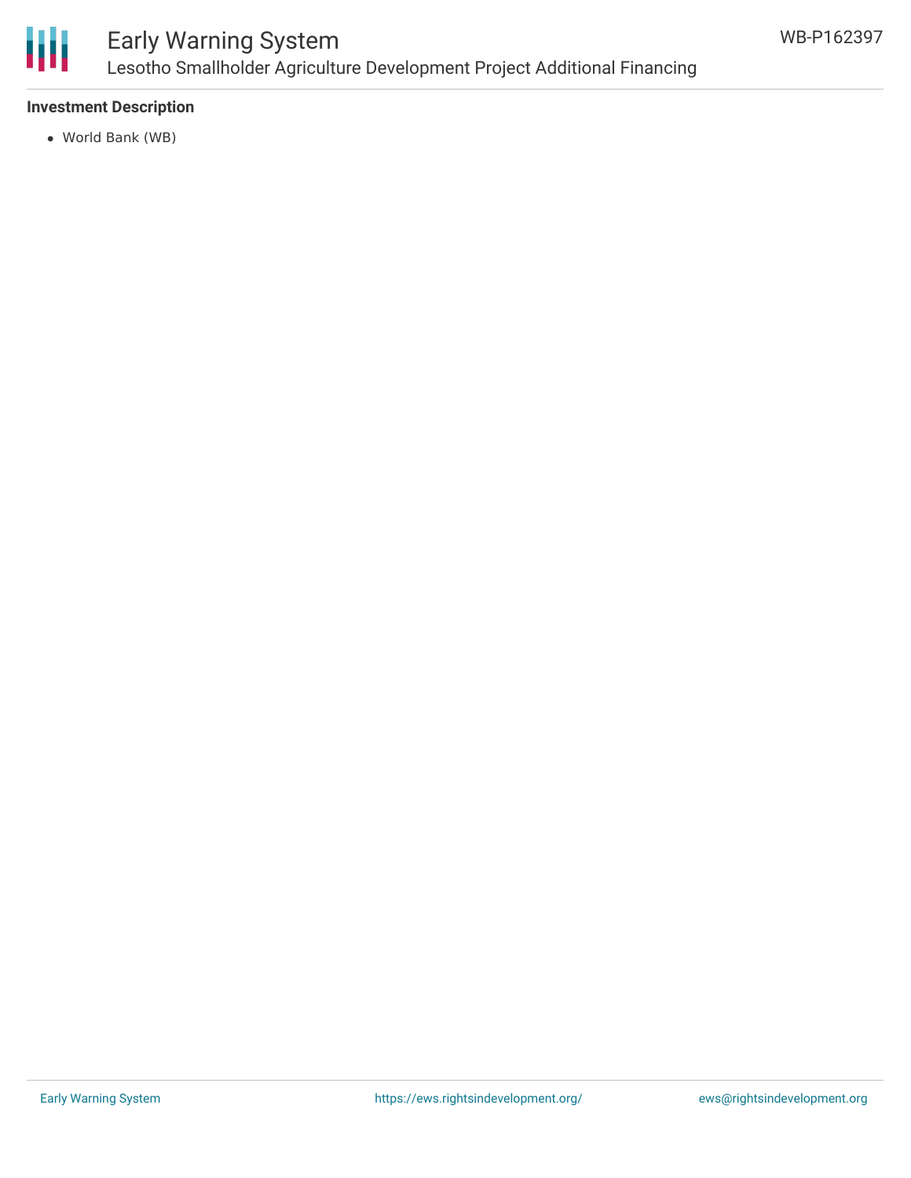### Investment Description

- World Bank (WB)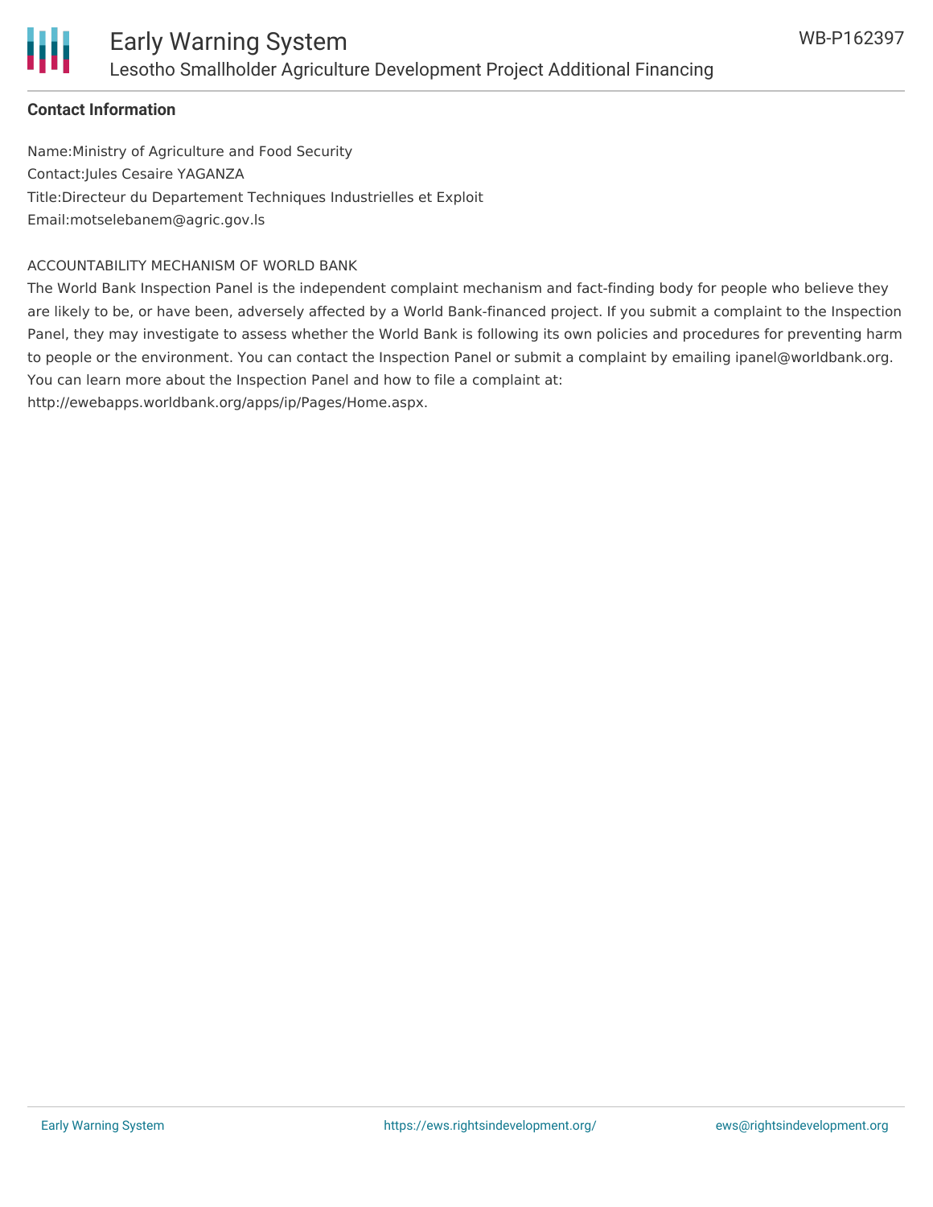**Contact Information**

Name:Ministry of Agriculture and Food Security
Contact:Jules Cesaire YAGANZA
Title:Directeur du Departement Techniques Industrielles et Exploit
Email:motselebanem@agric.gov.ls

ACCOUNTABILITY MECHANISM OF WORLD BANK

The World Bank Inspection Panel is the independent complaint mechanism and fact-finding body for people who believe they are likely to be, or have been, adversely affected by a World Bank-financed project. If you submit a complaint to the Inspection Panel, they may investigate to assess whether the World Bank is following its own policies and procedures for preventing harm to people or the environment. You can contact the Inspection Panel or submit a complaint by emailing ipanel@worldbank.org. You can learn more about the Inspection Panel and how to file a complaint at: http://ewebapps.worldbank.org/apps/ip/Pages/Home.aspx.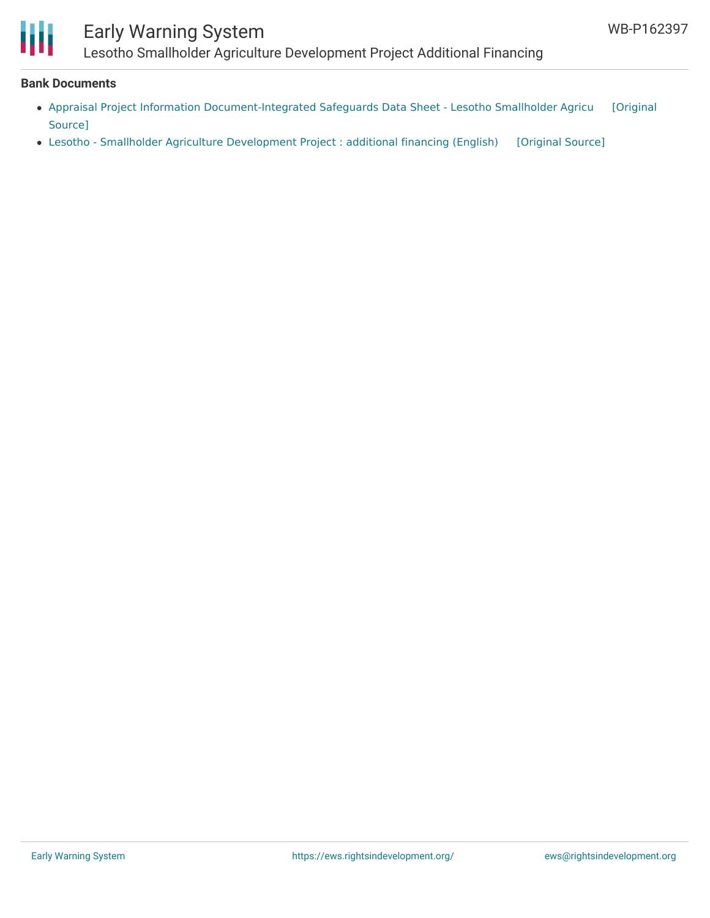**Bank Documents**

- Appraisal Project Information Document-Integrated Safeguards Data Sheet - Lesotho Smallholder Agricu [Original Source]
- Lesotho - Smallholder Agriculture Development Project : additional financing (English) [Original Source]